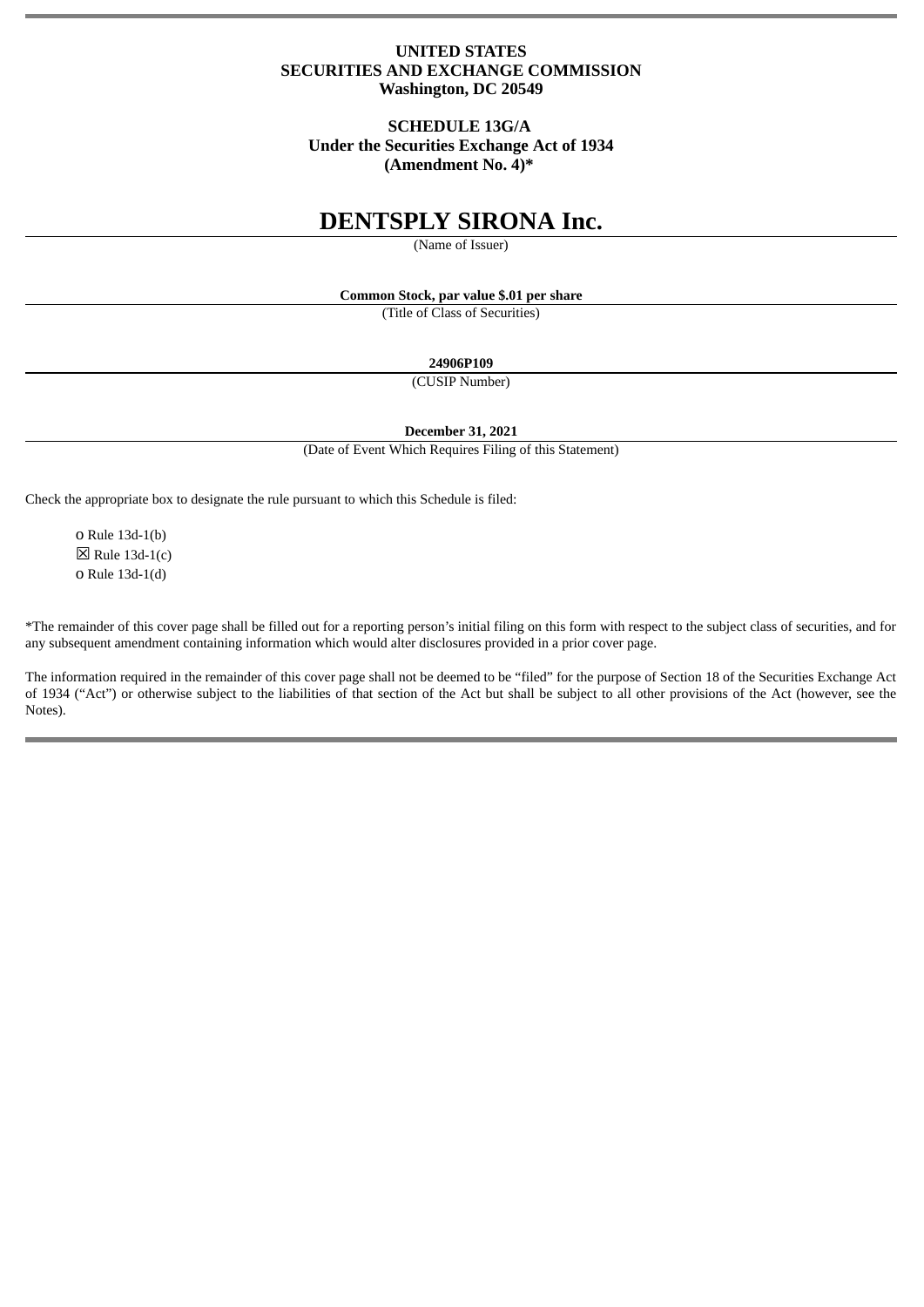**UNITED STATES**
**SECURITIES AND EXCHANGE COMMISSION**
**Washington, DC 20549**

**SCHEDULE 13G/A**
**Under the Securities Exchange Act of 1934**
**(Amendment No. 4)***

# DENTSPLY SIRONA Inc.

(Name of Issuer)

**Common Stock, par value $.01 per share**

(Title of Class of Securities)

**24906P109**

(CUSIP Number)

**December 31, 2021**

(Date of Event Which Requires Filing of this Statement)

Check the appropriate box to designate the rule pursuant to which this Schedule is filed:

o Rule 13d-1(b)
☒ Rule 13d-1(c)
o Rule 13d-1(d)

*The remainder of this cover page shall be filled out for a reporting person's initial filing on this form with respect to the subject class of securities, and for any subsequent amendment containing information which would alter disclosures provided in a prior cover page.

The information required in the remainder of this cover page shall not be deemed to be "filed" for the purpose of Section 18 of the Securities Exchange Act of 1934 ("Act") or otherwise subject to the liabilities of that section of the Act but shall be subject to all other provisions of the Act (however, see the Notes).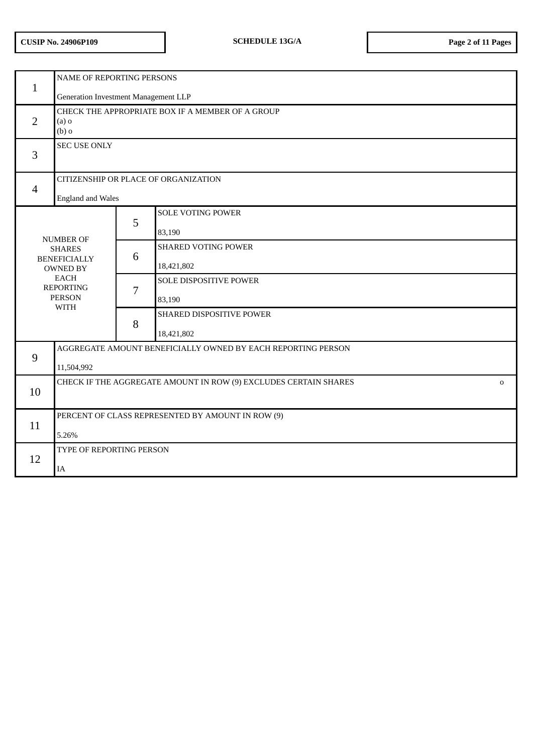CUSIP No. 24906P109 | SCHEDULE 13G/A

| | | | |
|---|---|---|---|
| 1 | NAME OF REPORTING PERSONS<br><br>Generation Investment Management LLP | | |
| 2 | CHECK THE APPROPRIATE BOX IF A MEMBER OF A GROUP<br>(a) o<br>(b) o | | |
| 3 | SEC USE ONLY | | |
| 4 | CITIZENSHIP OR PLACE OF ORGANIZATION<br><br>England and Wales | | |
| NUMBER OF SHARES BENEFICIALLY OWNED BY EACH REPORTING PERSON WITH | | 5 | SOLE VOTING POWER<br><br>83,190 |
| | | 6 | SHARED VOTING POWER<br><br>18,421,802 |
| | | 7 | SOLE DISPOSITIVE POWER<br><br>83,190 |
| | | 8 | SHARED DISPOSITIVE POWER<br><br>18,421,802 |
| 9 | AGGREGATE AMOUNT BENEFICIALLY OWNED BY EACH REPORTING PERSON<br><br>11,504,992 | | |
| 10 | CHECK IF THE AGGREGATE AMOUNT IN ROW (9) EXCLUDES CERTAIN SHARES o | | |
| 11 | PERCENT OF CLASS REPRESENTED BY AMOUNT IN ROW (9)<br><br>5.26% | | |
| 12 | TYPE OF REPORTING PERSON<br><br>IA | | |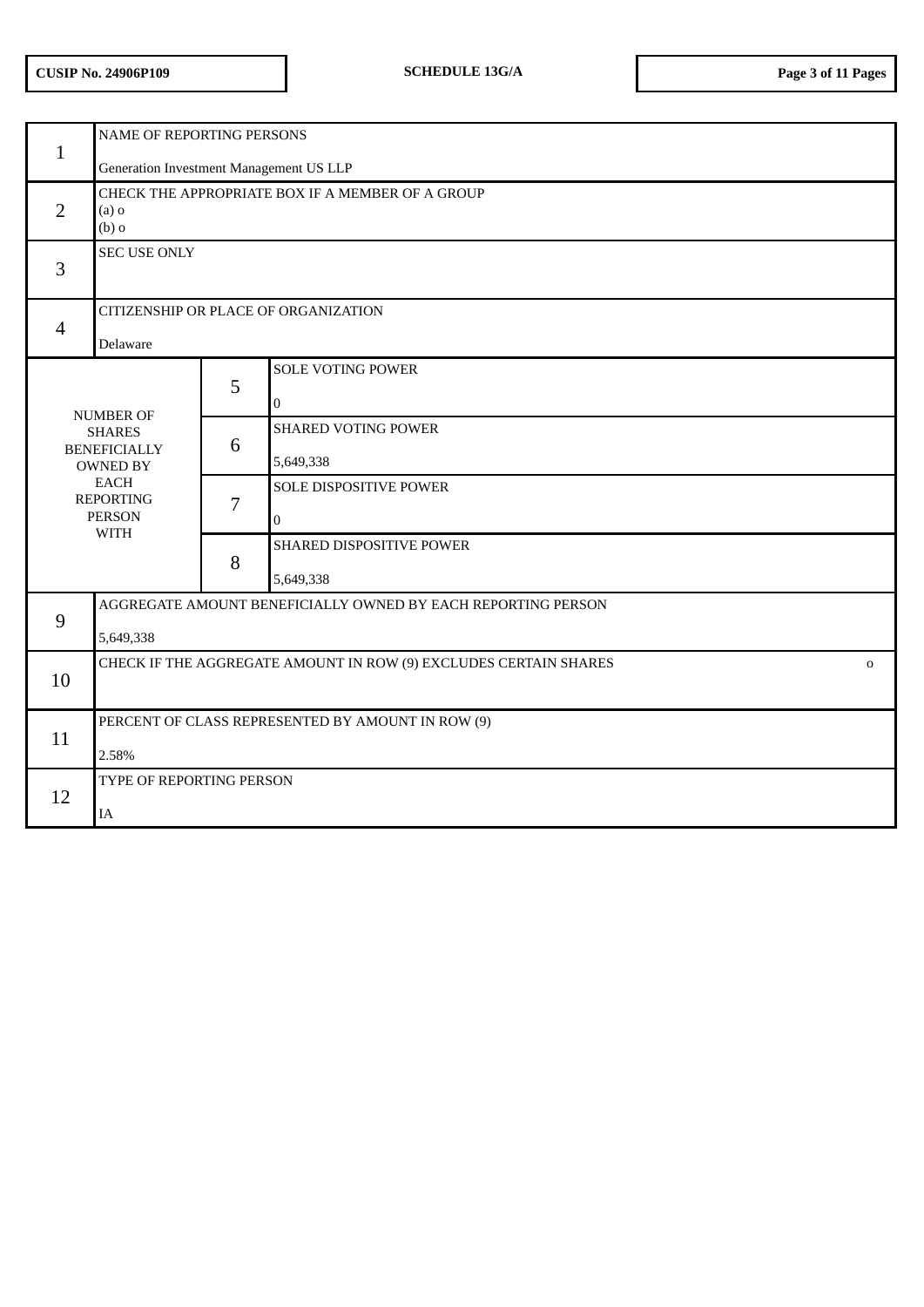| | | |
|---|---|---|
| 1 | NAME OF REPORTING PERSONS<br><br>Generation Investment Management US LLP | |
| 2 | CHECK THE APPROPRIATE BOX IF A MEMBER OF A GROUP<br>(a) o<br>(b) o | |
| 3 | SEC USE ONLY | |
| 4 | CITIZENSHIP OR PLACE OF ORGANIZATION<br><br>Delaware | |
| NUMBER OF SHARES BENEFICIALLY OWNED BY EACH REPORTING PERSON WITH | 5 | SOLE VOTING POWER<br><br>0 |
| | 6 | SHARED VOTING POWER<br><br>5,649,338 |
| | 7 | SOLE DISPOSITIVE POWER<br><br>0 |
| | 8 | SHARED DISPOSITIVE POWER<br><br>5,649,338 |
| 9 | AGGREGATE AMOUNT BENEFICIALLY OWNED BY EACH REPORTING PERSON<br><br>5,649,338 | |
| 10 | CHECK IF THE AGGREGATE AMOUNT IN ROW (9) EXCLUDES CERTAIN SHARES o | |
| 11 | PERCENT OF CLASS REPRESENTED BY AMOUNT IN ROW (9)<br><br>2.58% | |
| 12 | TYPE OF REPORTING PERSON<br><br>IA | |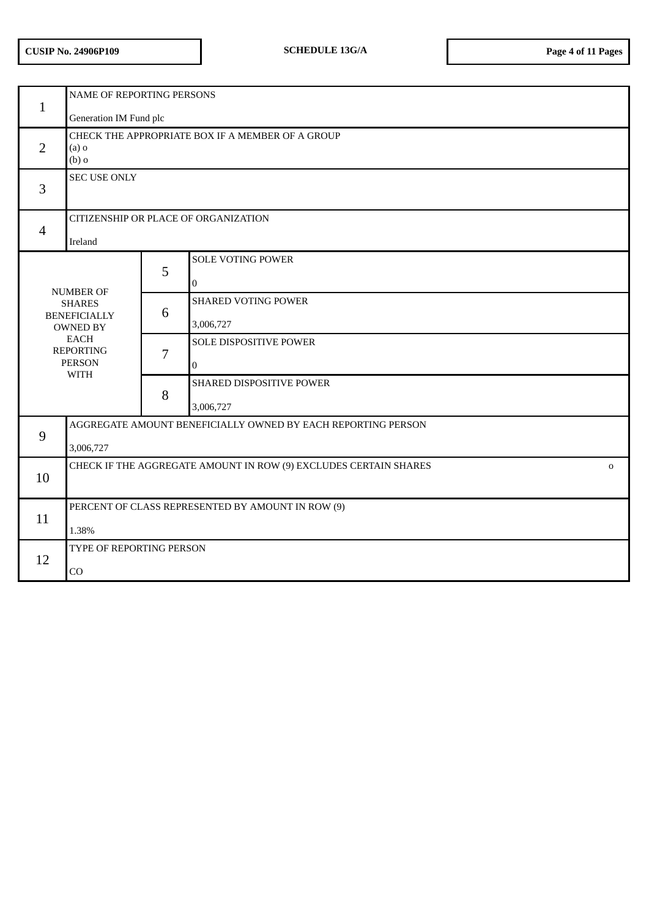| | | | |
|---|---|---|---|
| 1 | NAME OF REPORTING PERSONS<br><br>Generation IM Fund plc | | |
| 2 | CHECK THE APPROPRIATE BOX IF A MEMBER OF A GROUP<br>(a) o<br>(b) o | | |
| 3 | SEC USE ONLY | | |
| 4 | CITIZENSHIP OR PLACE OF ORGANIZATION<br><br>Ireland | | |
| NUMBER OF SHARES BENEFICIALLY OWNED BY EACH REPORTING PERSON WITH | | 5 | SOLE VOTING POWER<br><br>0 |
| | | 6 | SHARED VOTING POWER<br><br>3,006,727 |
| | | 7 | SOLE DISPOSITIVE POWER<br><br>0 |
| | | 8 | SHARED DISPOSITIVE POWER<br><br>3,006,727 |
| 9 | AGGREGATE AMOUNT BENEFICIALLY OWNED BY EACH REPORTING PERSON<br><br>3,006,727 | | |
| 10 | CHECK IF THE AGGREGATE AMOUNT IN ROW (9) EXCLUDES CERTAIN SHARES o | | |
| 11 | PERCENT OF CLASS REPRESENTED BY AMOUNT IN ROW (9)<br><br>1.38% | | |
| 12 | TYPE OF REPORTING PERSON<br><br>CO | | |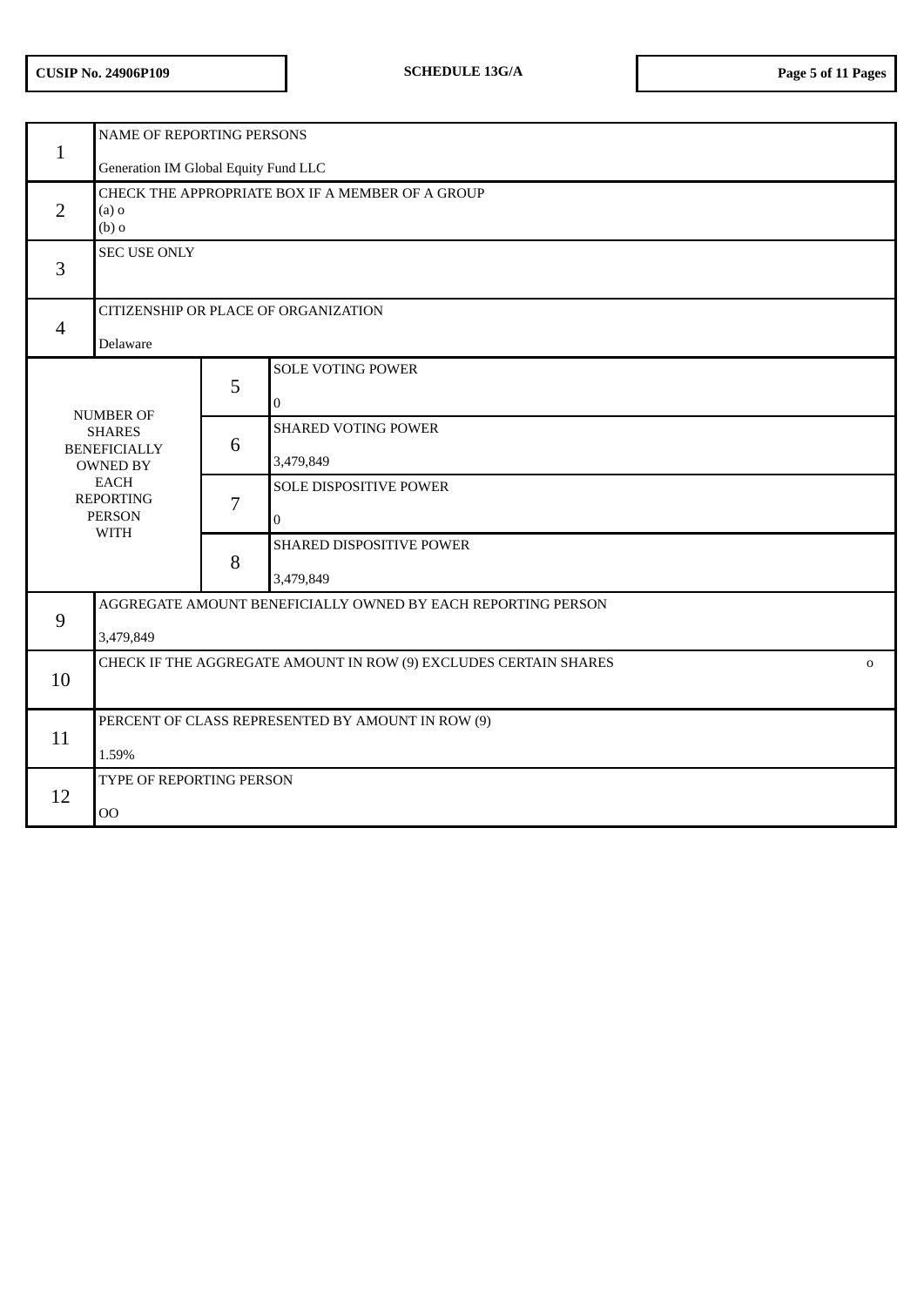CUSIP No. 24906P109 | SCHEDULE 13G/A

| | | | |
|---|---|---|---|
| 1 | NAME OF REPORTING PERSONS<br><br>Generation IM Global Equity Fund LLC | | |
| 2 | CHECK THE APPROPRIATE BOX IF A MEMBER OF A GROUP<br>(a) o<br>(b) o | | |
| 3 | SEC USE ONLY | | |
| 4 | CITIZENSHIP OR PLACE OF ORGANIZATION<br><br>Delaware | | |
| NUMBER OF SHARES BENEFICIALLY OWNED BY EACH REPORTING PERSON WITH | | 5 | SOLE VOTING POWER<br><br>0 |
| | | 6 | SHARED VOTING POWER<br><br>3,479,849 |
| | | 7 | SOLE DISPOSITIVE POWER<br><br>0 |
| | | 8 | SHARED DISPOSITIVE POWER<br><br>3,479,849 |
| 9 | AGGREGATE AMOUNT BENEFICIALLY OWNED BY EACH REPORTING PERSON<br><br>3,479,849 | | |
| 10 | CHECK IF THE AGGREGATE AMOUNT IN ROW (9) EXCLUDES CERTAIN SHARES o | | |
| 11 | PERCENT OF CLASS REPRESENTED BY AMOUNT IN ROW (9)<br><br>1.59% | | |
| 12 | TYPE OF REPORTING PERSON<br><br>OO | | |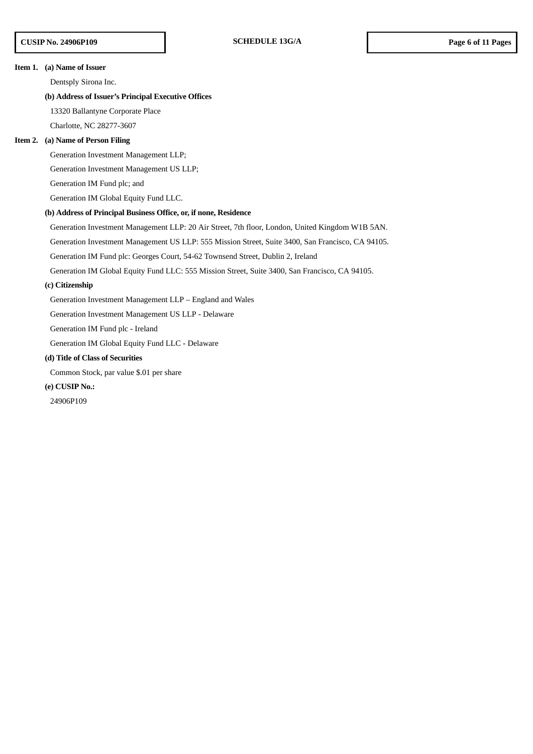**Item 1. (a) Name of Issuer**

Dentsply Sirona Inc.

**(b) Address of Issuer's Principal Executive Offices**

13320 Ballantyne Corporate Place

Charlotte, NC 28277-3607

**Item 2. (a) Name of Person Filing**

Generation Investment Management LLP;

Generation Investment Management US LLP;

Generation IM Fund plc; and

Generation IM Global Equity Fund LLC.

**(b) Address of Principal Business Office, or, if none, Residence**

Generation Investment Management LLP: 20 Air Street, 7th floor, London, United Kingdom W1B 5AN.

Generation Investment Management US LLP: 555 Mission Street, Suite 3400, San Francisco, CA 94105.

Generation IM Fund plc: Georges Court, 54-62 Townsend Street, Dublin 2, Ireland

Generation IM Global Equity Fund LLC: 555 Mission Street, Suite 3400, San Francisco, CA 94105.

**(c) Citizenship**

Generation Investment Management LLP – England and Wales

Generation Investment Management US LLP - Delaware

Generation IM Fund plc - Ireland

Generation IM Global Equity Fund LLC - Delaware

**(d) Title of Class of Securities**

Common Stock, par value $.01 per share

**(e) CUSIP No.:**

24906P109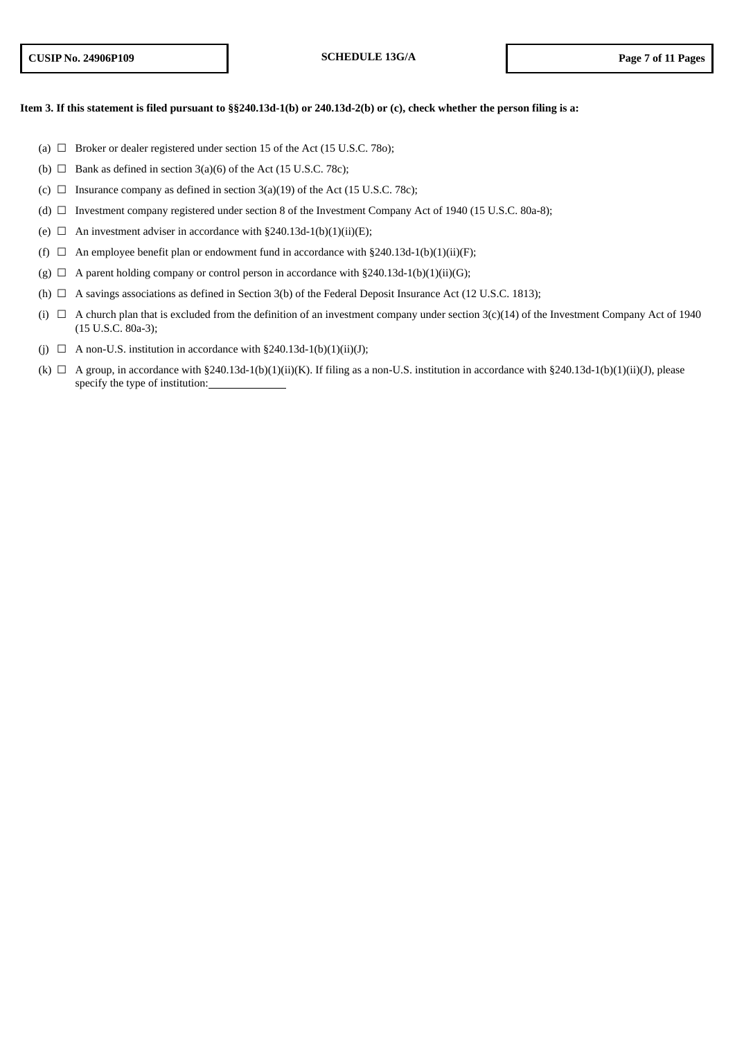**Item 3. If this statement is filed pursuant to §§240.13d-1(b) or 240.13d-2(b) or (c), check whether the person filing is a:**

(a) ☐ Broker or dealer registered under section 15 of the Act (15 U.S.C. 78o);

(b) ☐ Bank as defined in section 3(a)(6) of the Act (15 U.S.C. 78c);

(c) ☐ Insurance company as defined in section 3(a)(19) of the Act (15 U.S.C. 78c);

(d) ☐ Investment company registered under section 8 of the Investment Company Act of 1940 (15 U.S.C. 80a-8);

(e) ☐ An investment adviser in accordance with §240.13d-1(b)(1)(ii)(E);

(f) ☐ An employee benefit plan or endowment fund in accordance with §240.13d-1(b)(1)(ii)(F);

(g) ☐ A parent holding company or control person in accordance with §240.13d-1(b)(1)(ii)(G);

(h) ☐ A savings associations as defined in Section 3(b) of the Federal Deposit Insurance Act (12 U.S.C. 1813);

(i) ☐ A church plan that is excluded from the definition of an investment company under section 3(c)(14) of the Investment Company Act of 1940 (15 U.S.C. 80a-3);

(j) ☐ A non-U.S. institution in accordance with §240.13d-1(b)(1)(ii)(J);

(k) ☐ A group, in accordance with §240.13d-1(b)(1)(ii)(K). If filing as a non-U.S. institution in accordance with §240.13d-1(b)(1)(ii)(J), please specify the type of institution:\_\_\_\_\_\_\_\_\_\_\_\_\_\_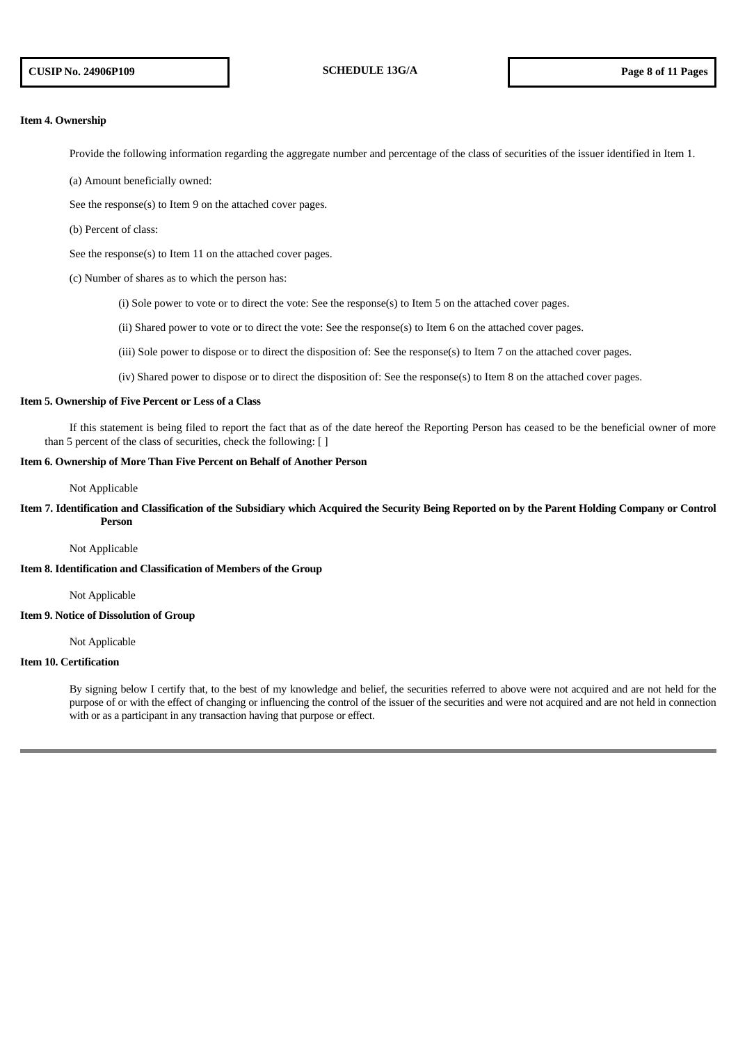**Item 4. Ownership**

Provide the following information regarding the aggregate number and percentage of the class of securities of the issuer identified in Item 1.

(a) Amount beneficially owned:

See the response(s) to Item 9 on the attached cover pages.

(b) Percent of class:

See the response(s) to Item 11 on the attached cover pages.

(c) Number of shares as to which the person has:

(i) Sole power to vote or to direct the vote: See the response(s) to Item 5 on the attached cover pages.

(ii) Shared power to vote or to direct the vote: See the response(s) to Item 6 on the attached cover pages.

(iii) Sole power to dispose or to direct the disposition of: See the response(s) to Item 7 on the attached cover pages.

(iv) Shared power to dispose or to direct the disposition of: See the response(s) to Item 8 on the attached cover pages.

**Item 5. Ownership of Five Percent or Less of a Class**

If this statement is being filed to report the fact that as of the date hereof the Reporting Person has ceased to be the beneficial owner of more than 5 percent of the class of securities, check the following: [ ]

**Item 6. Ownership of More Than Five Percent on Behalf of Another Person**

Not Applicable

**Item 7. Identification and Classification of the Subsidiary which Acquired the Security Being Reported on by the Parent Holding Company or Control Person**

Not Applicable

**Item 8. Identification and Classification of Members of the Group**

Not Applicable

**Item 9. Notice of Dissolution of Group**

Not Applicable

**Item 10. Certification**

By signing below I certify that, to the best of my knowledge and belief, the securities referred to above were not acquired and are not held for the purpose of or with the effect of changing or influencing the control of the issuer of the securities and were not acquired and are not held in connection with or as a participant in any transaction having that purpose or effect.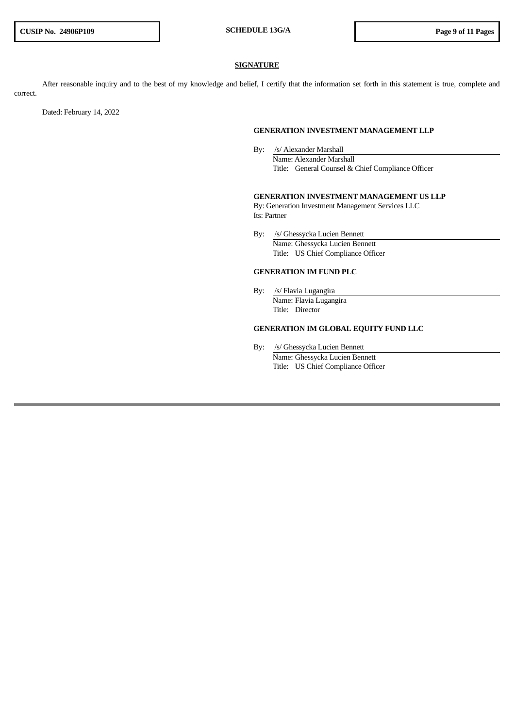## SIGNATURE

After reasonable inquiry and to the best of my knowledge and belief, I certify that the information set forth in this statement is true, complete and correct.

Dated: February 14, 2022

**GENERATION INVESTMENT MANAGEMENT LLP**

By: /s/ Alexander Marshall
Name: Alexander Marshall
Title: General Counsel & Chief Compliance Officer

**GENERATION INVESTMENT MANAGEMENT US LLP**
By: Generation Investment Management Services LLC
Its: Partner

By: /s/ Ghessycka Lucien Bennett
Name: Ghessycka Lucien Bennett
Title: US Chief Compliance Officer

**GENERATION IM FUND PLC**

By: /s/ Flavia Lugangira
Name: Flavia Lugangira
Title: Director

**GENERATION IM GLOBAL EQUITY FUND LLC**

By: /s/ Ghessycka Lucien Bennett
Name: Ghessycka Lucien Bennett
Title: US Chief Compliance Officer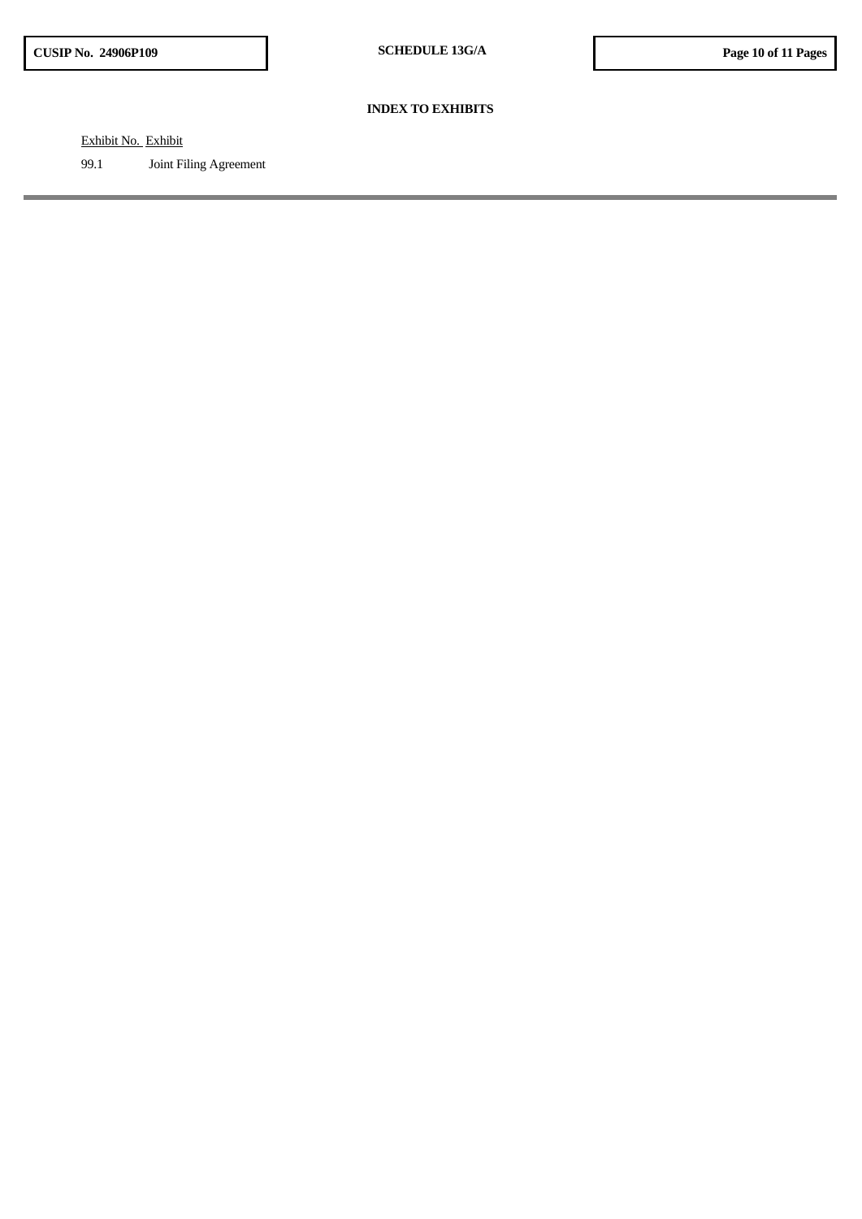**INDEX TO EXHIBITS**

| Exhibit No. | Exhibit |
| --- | --- |
| 99.1 | Joint Filing Agreement |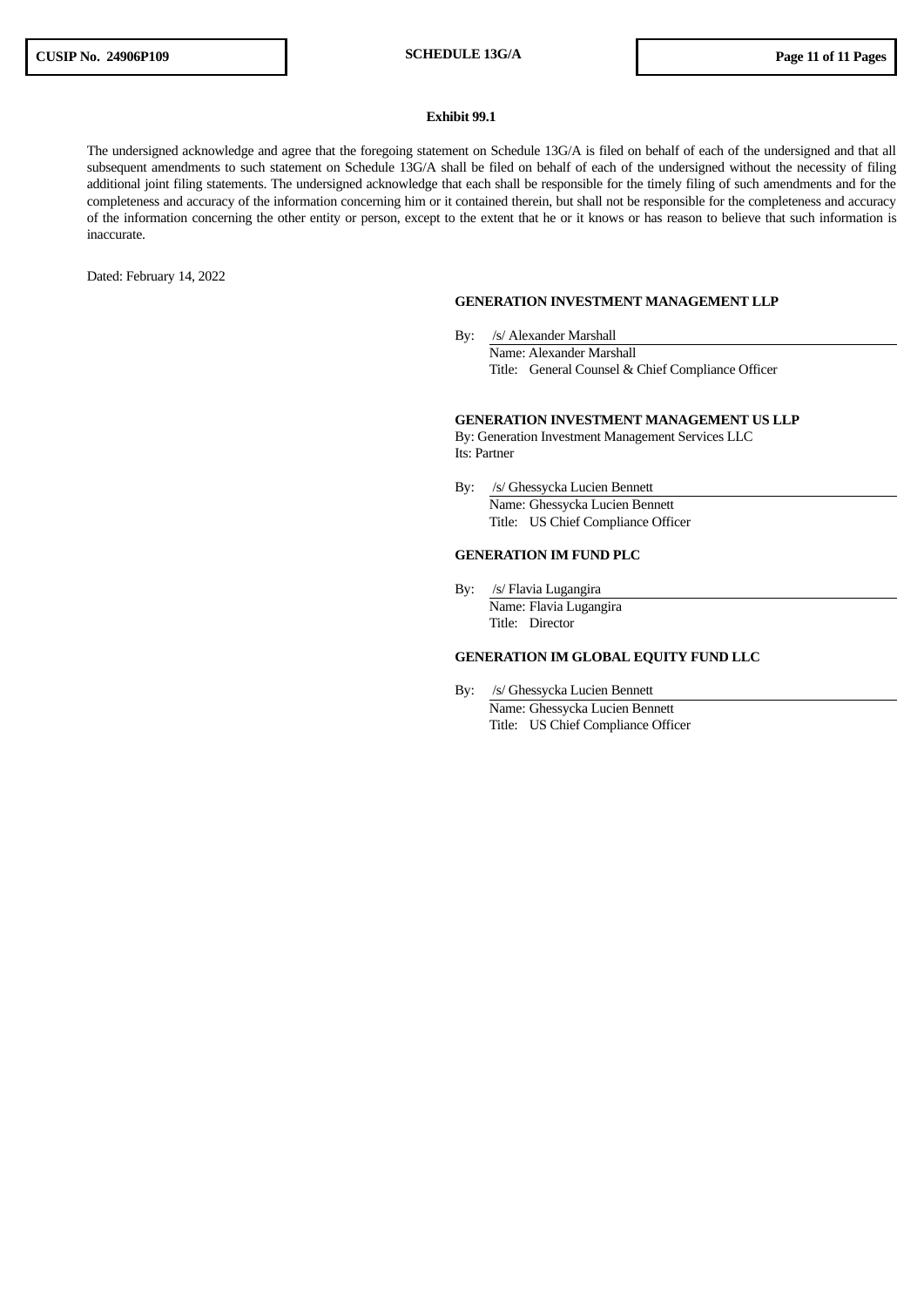**Exhibit 99.1**

The undersigned acknowledge and agree that the foregoing statement on Schedule 13G/A is filed on behalf of each of the undersigned and that all subsequent amendments to such statement on Schedule 13G/A shall be filed on behalf of each of the undersigned without the necessity of filing additional joint filing statements. The undersigned acknowledge that each shall be responsible for the timely filing of such amendments and for the completeness and accuracy of the information concerning him or it contained therein, but shall not be responsible for the completeness and accuracy of the information concerning the other entity or person, except to the extent that he or it knows or has reason to believe that such information is inaccurate.

Dated: February 14, 2022

**GENERATION INVESTMENT MANAGEMENT LLP**

By: /s/ Alexander Marshall
Name: Alexander Marshall
Title: General Counsel & Chief Compliance Officer

**GENERATION INVESTMENT MANAGEMENT US LLP**
By: Generation Investment Management Services LLC
Its: Partner

By: /s/ Ghessycka Lucien Bennett
Name: Ghessycka Lucien Bennett
Title: US Chief Compliance Officer

**GENERATION IM FUND PLC**

By: /s/ Flavia Lugangira
Name: Flavia Lugangira
Title: Director

**GENERATION IM GLOBAL EQUITY FUND LLC**

By: /s/ Ghessycka Lucien Bennett
Name: Ghessycka Lucien Bennett
Title: US Chief Compliance Officer